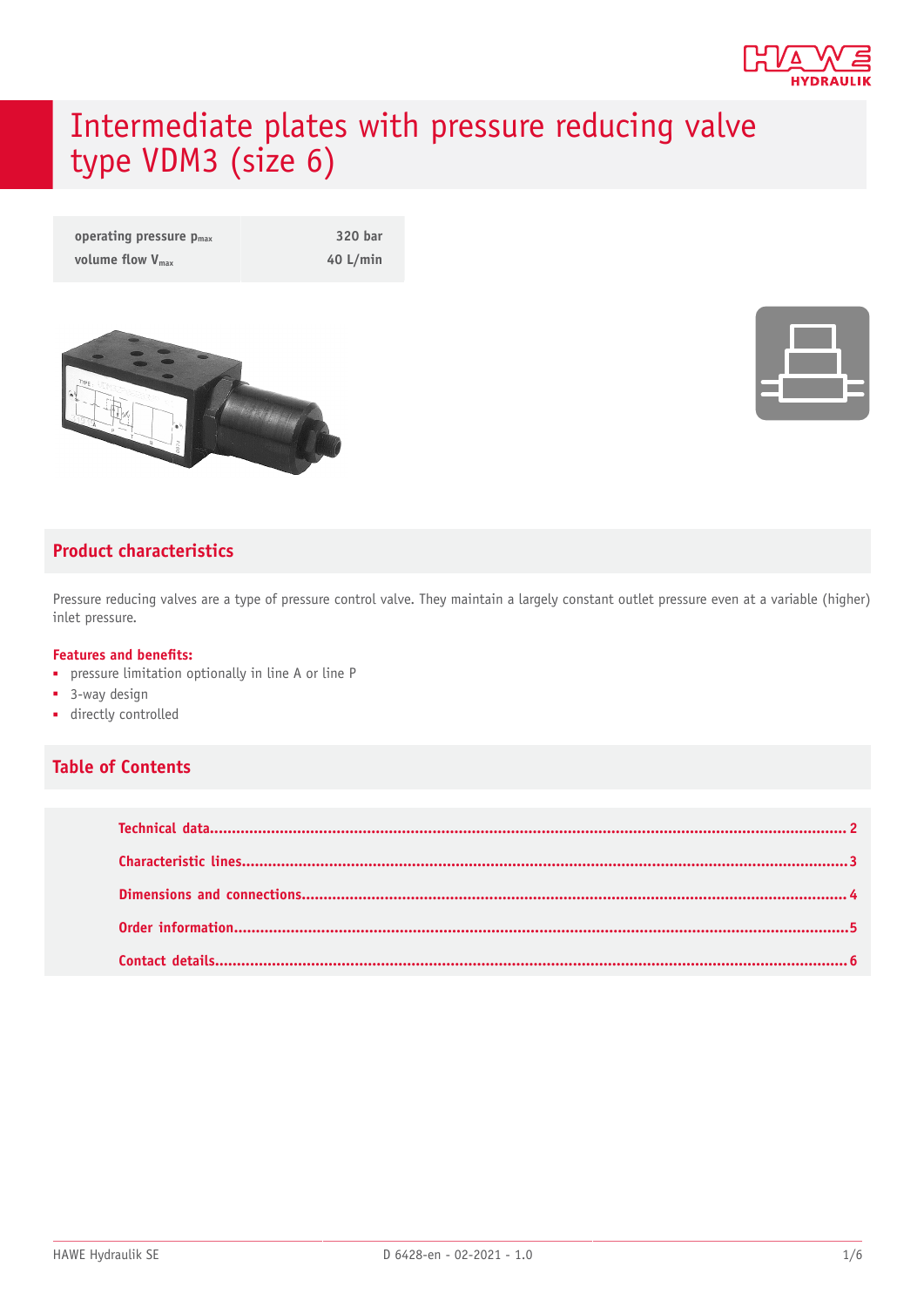# Intermediate plates with pressure reducing valve type VDM3 (size 6)

| | |
|---|---|
| operating pressure $p_{max}$ | 320 bar |
| volume flow $V_{max}$ | 40 L/min |

## Product characteristics

Pressure reducing valves are a type of pressure control valve. They maintain a largely constant outlet pressure even at a variable (higher) inlet pressure.

**Features and benefits:**

- pressure limitation optionally in line A or line P
- 3-way design
- directly controlled

## Table of Contents

- Technical data .................... 2
- Characteristic lines .................... 3
- Dimensions and connections .................... 4
- Order information .................... 5
- Contact details .................... 6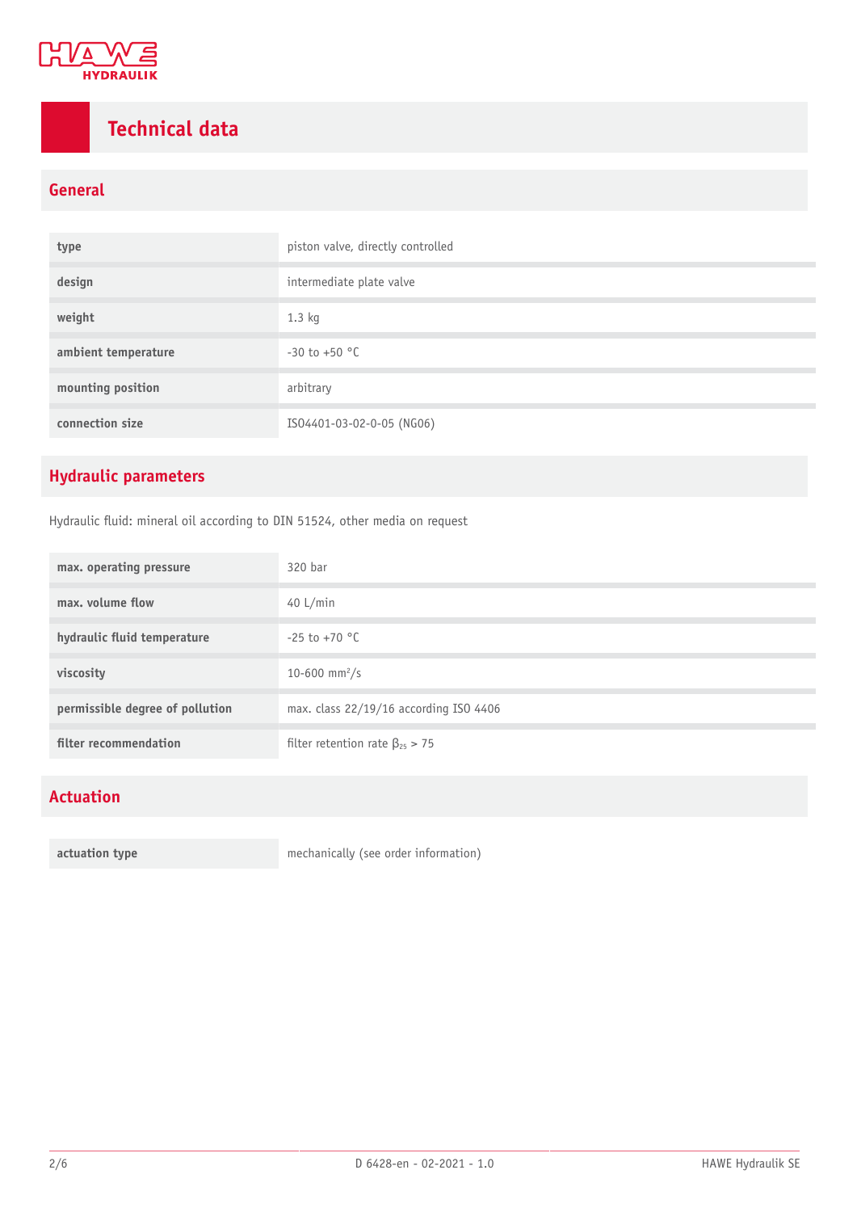# Technical data

## General

| | |
|---|---|
| type | piston valve, directly controlled |
| design | intermediate plate valve |
| weight | 1.3 kg |
| ambient temperature | -30 to +50 °C |
| mounting position | arbitrary |
| connection size | ISO4401-03-02-0-05 (NG06) |

## Hydraulic parameters

Hydraulic fluid: mineral oil according to DIN 51524, other media on request

| | |
|---|---|
| max. operating pressure | 320 bar |
| max. volume flow | 40 L/min |
| hydraulic fluid temperature | -25 to +70 °C |
| viscosity | 10-600 $mm^2/s$ |
| permissible degree of pollution | max. class 22/19/16 according ISO 4406 |
| filter recommendation | filter retention rate $\beta_{25} > 75$ |

## Actuation

| | |
|---|---|
| actuation type | mechanically (see order information) |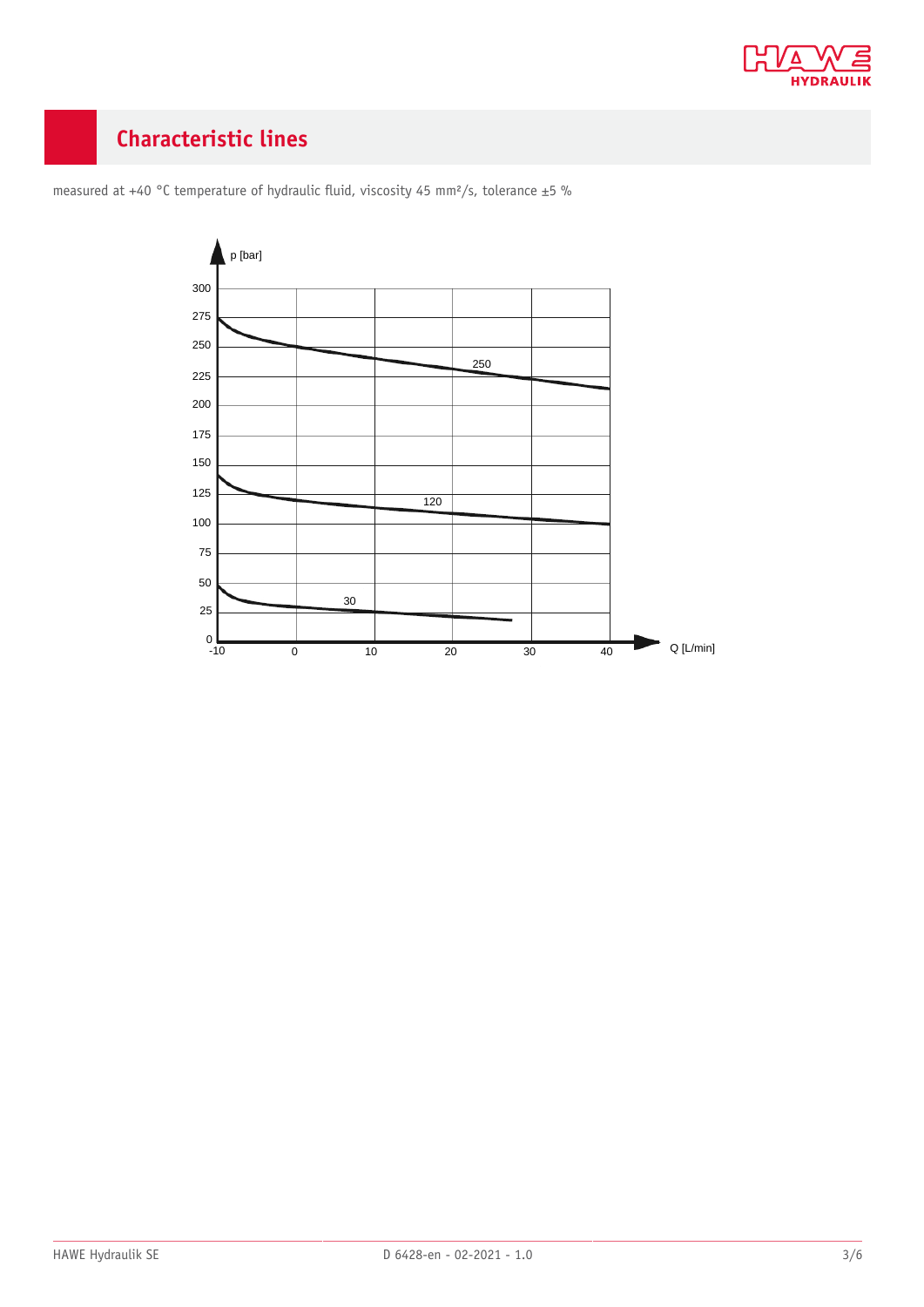## Characteristic lines

measured at +40 °C temperature of hydraulic fluid, viscosity 45 mm²/s, tolerance ±5 %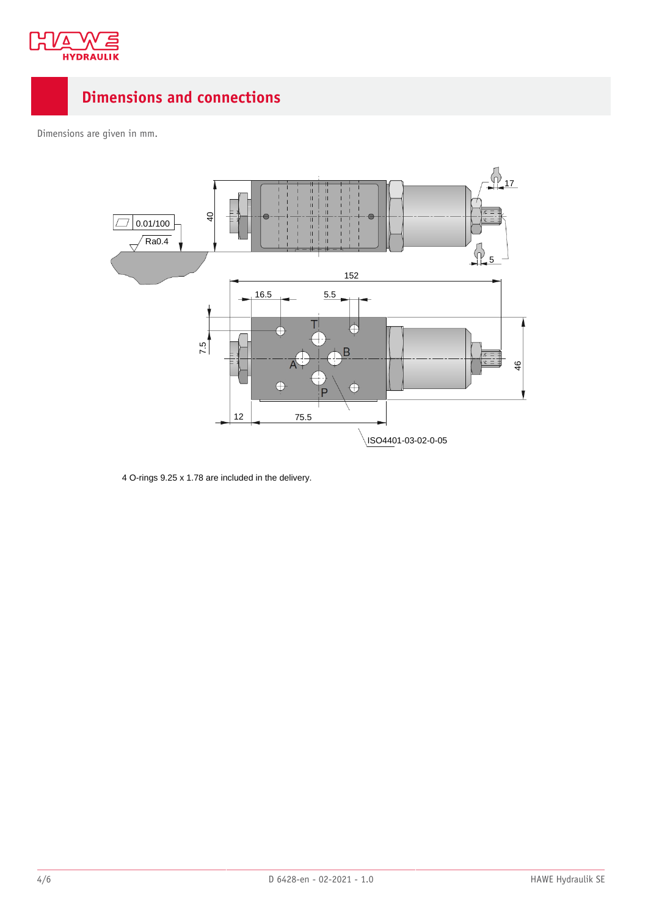## Dimensions and connections

Dimensions are given in mm.

4 O-rings 9.25 x 1.78 are included in the delivery.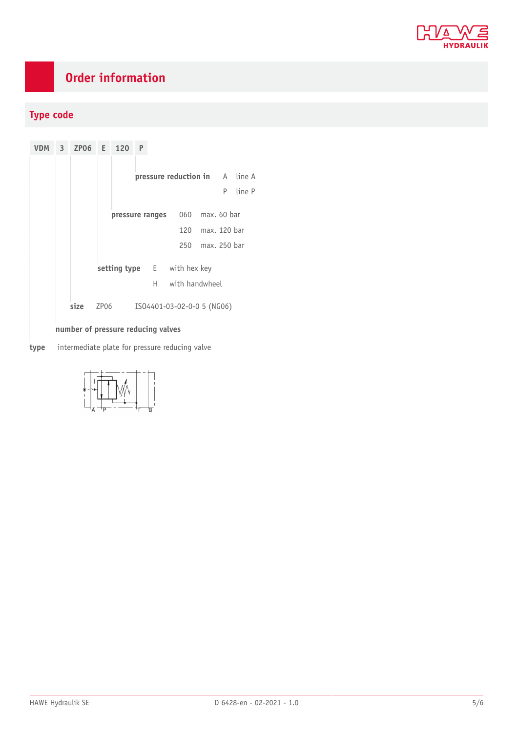# Order information

## Type code

**VDM 3 ZP06 E 120 P**

**pressure reduction in**

- A — line A
- P — line P

**pressure ranges**

- 060 — max. 60 bar
- 120 — max. 120 bar
- 250 — max. 250 bar

**setting type**

- E — with hex key
- H — with handwheel

**size**

- ZP06 — ISO4401-03-02-0-0 5 (NG06)

**number of pressure reducing valves**

**type** — intermediate plate for pressure reducing valve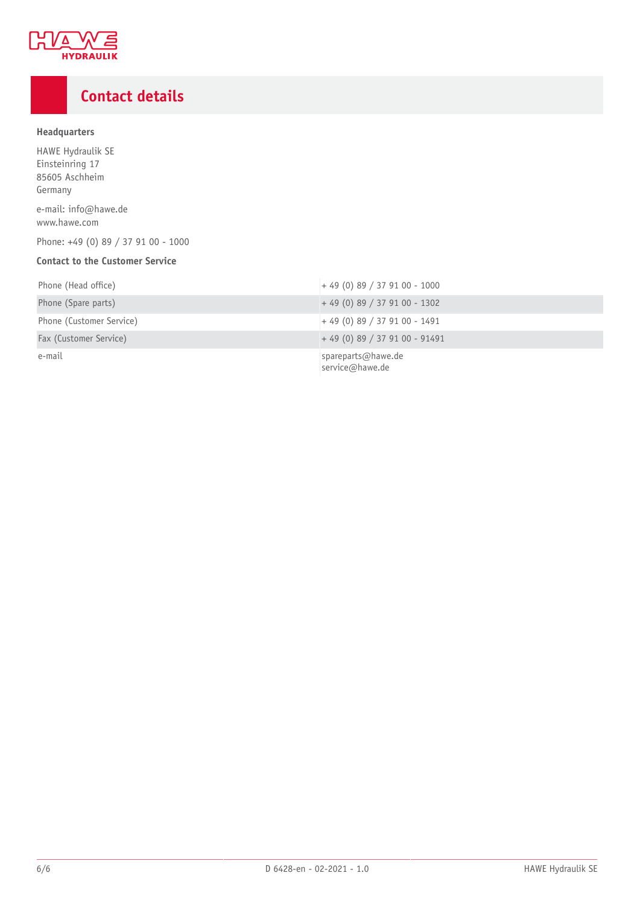## Contact details

**Headquarters**

HAWE Hydraulik SE
Einsteinring 17
85605 Aschheim
Germany

e-mail: info@hawe.de
www.hawe.com

Phone: +49 (0) 89 / 37 91 00 - 1000

**Contact to the Customer Service**

| | |
|---|---|
| Phone (Head office) | + 49 (0) 89 / 37 91 00 - 1000 |
| Phone (Spare parts) | + 49 (0) 89 / 37 91 00 - 1302 |
| Phone (Customer Service) | + 49 (0) 89 / 37 91 00 - 1491 |
| Fax (Customer Service) | + 49 (0) 89 / 37 91 00 - 91491 |
| e-mail | spareparts@hawe.de<br>service@hawe.de |